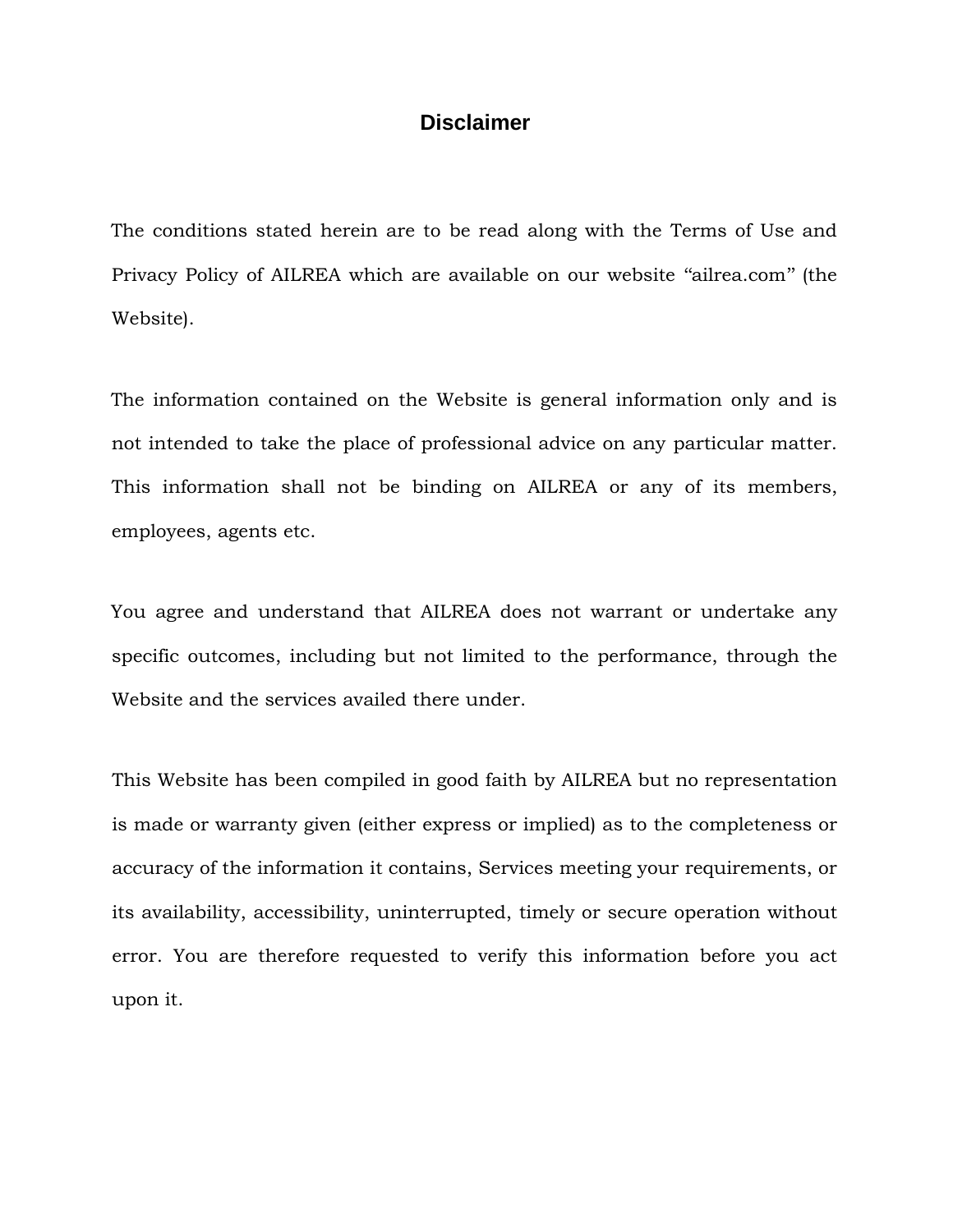# Disclaimer

The conditions stated herein are to be read along with the Terms of Use and Privacy Policy of AILREA which are available on our website “ailrea.com” (the Website).

The information contained on the Website is general information only and is not intended to take the place of professional advice on any particular matter. This information shall not be binding on AILREA or any of its members, employees, agents etc.

You agree and understand that AILREA does not warrant or undertake any specific outcomes, including but not limited to the performance, through the Website and the services availed there under.

This Website has been compiled in good faith by AILREA but no representation is made or warranty given (either express or implied) as to the completeness or accuracy of the information it contains, Services meeting your requirements, or its availability, accessibility, uninterrupted, timely or secure operation without error. You are therefore requested to verify this information before you act upon it.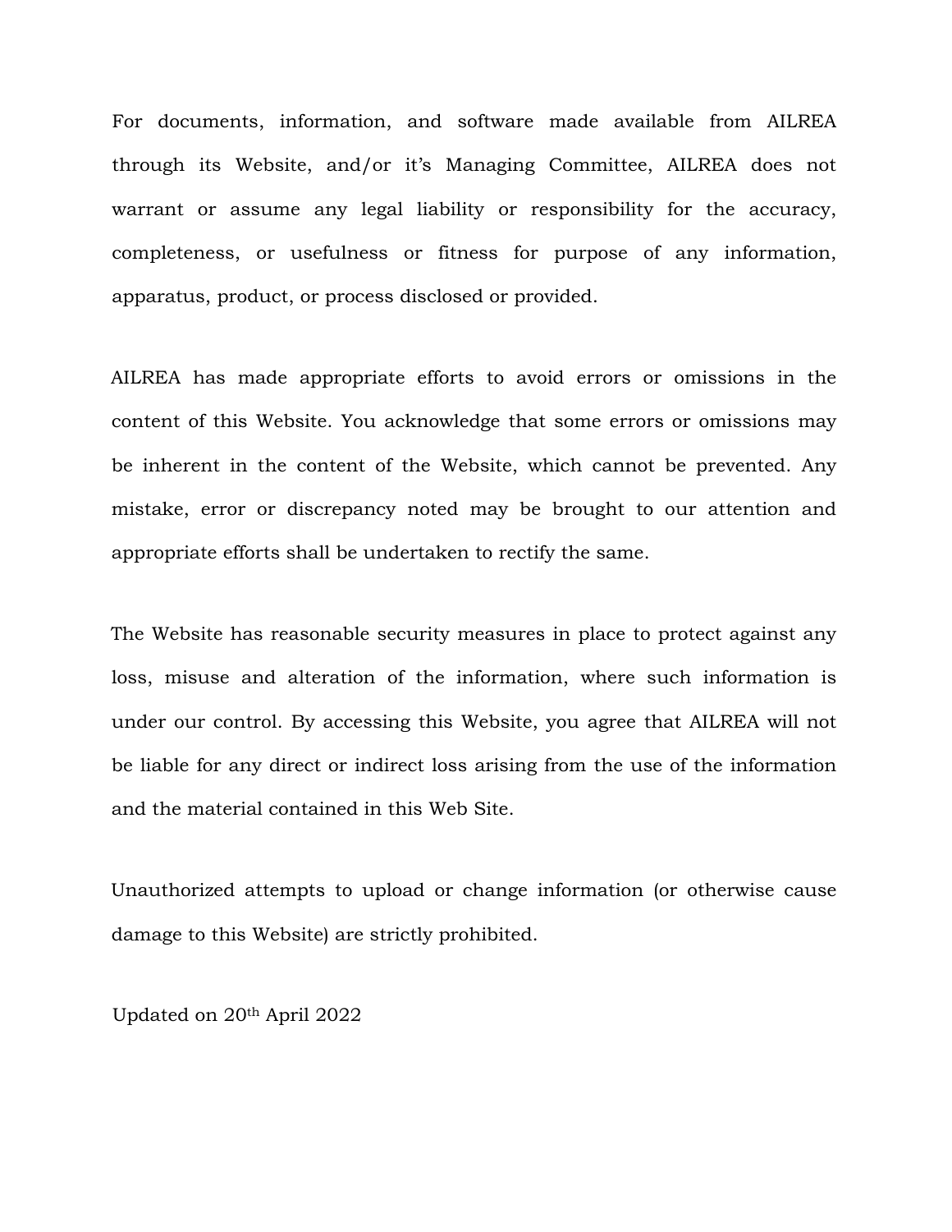For documents, information, and software made available from AILREA through its Website, and/or it's Managing Committee, AILREA does not warrant or assume any legal liability or responsibility for the accuracy, completeness, or usefulness or fitness for purpose of any information, apparatus, product, or process disclosed or provided.

AILREA has made appropriate efforts to avoid errors or omissions in the content of this Website. You acknowledge that some errors or omissions may be inherent in the content of the Website, which cannot be prevented. Any mistake, error or discrepancy noted may be brought to our attention and appropriate efforts shall be undertaken to rectify the same.

The Website has reasonable security measures in place to protect against any loss, misuse and alteration of the information, where such information is under our control. By accessing this Website, you agree that AILREA will not be liable for any direct or indirect loss arising from the use of the information and the material contained in this Web Site.

Unauthorized attempts to upload or change information (or otherwise cause damage to this Website) are strictly prohibited.

Updated on 20th April 2022